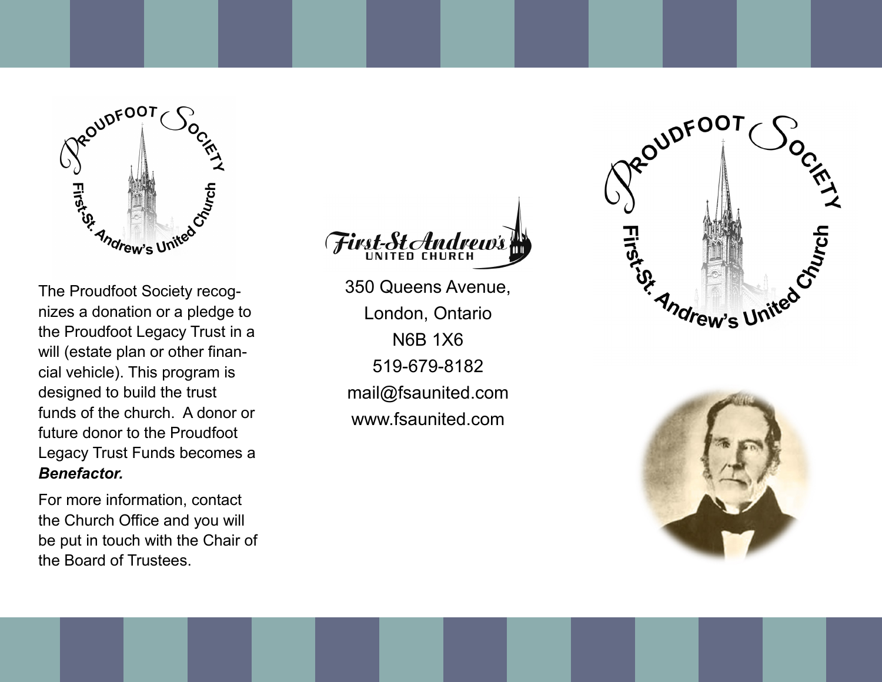Proudfoot Society

First-St. Andrew's United Church

The Proudfoot Society recognizes a donation or a pledge to the Proudfoot Legacy Trust in a will (estate plan or other financial vehicle). This program is designed to build the trust funds of the church. A donor or future donor to the Proudfoot Legacy Trust Funds becomes a ***Benefactor.***

For more information, contact the Church Office and you will be put in touch with the Chair of the Board of Trustees.

First-St Andrew's United Church

350 Queens Avenue,
London, Ontario
N6B 1X6
519-679-8182
mail@fsaunited.com
www.fsaunited.com

Proudfoot Society

First-St. Andrew's United Church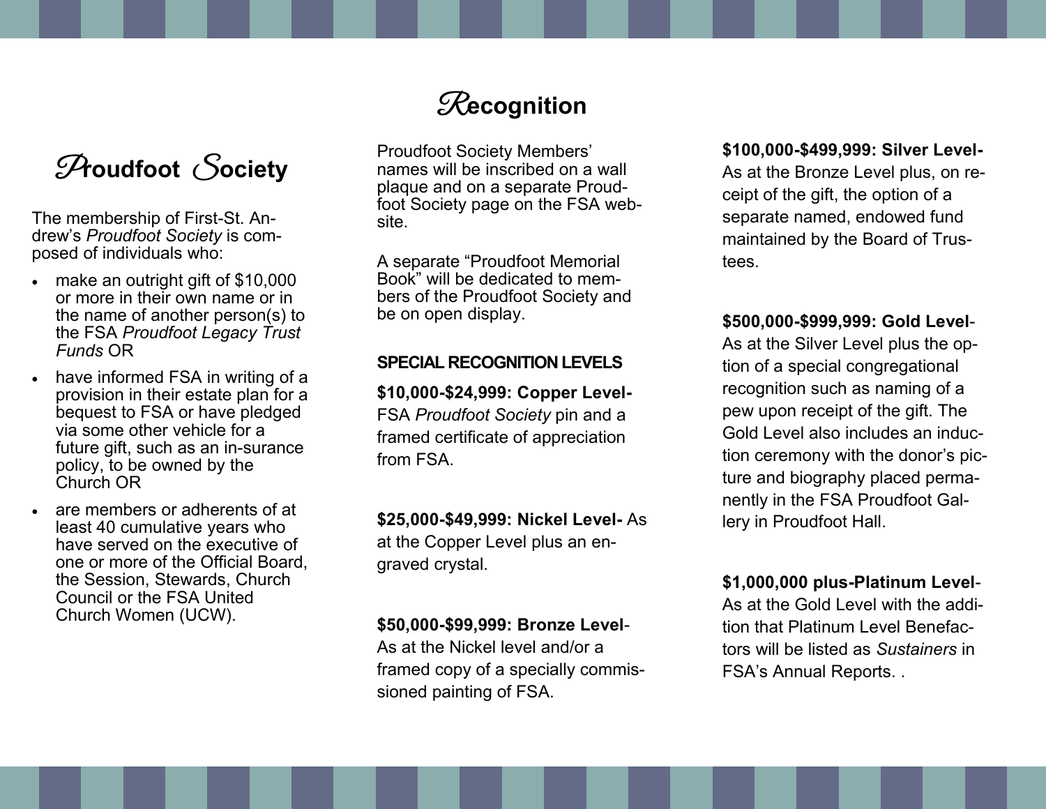## Proudfoot Society

The membership of First-St. Andrew's *Proudfoot Society* is composed of individuals who:

- make an outright gift of $10,000 or more in their own name or in the name of another person(s) to the FSA *Proudfoot Legacy Trust Funds* OR
- have informed FSA in writing of a provision in their estate plan for a bequest to FSA or have pledged via some other vehicle for a future gift, such as an in-surance policy, to be owned by the Church OR
- are members or adherents of at least 40 cumulative years who have served on the executive of one or more of the Official Board, the Session, Stewards, Church Council or the FSA United Church Women (UCW).

## Recognition

Proudfoot Society Members' names will be inscribed on a wall plaque and on a separate Proudfoot Society page on the FSA website.

A separate "Proudfoot Memorial Book" will be dedicated to members of the Proudfoot Society and be on open display.

### SPECIAL RECOGNITION LEVELS

**$10,000-$24,999: Copper Level-** FSA *Proudfoot Society* pin and a framed certificate of appreciation from FSA.

**$25,000-$49,999: Nickel Level-** As at the Copper Level plus an engraved crystal.

**$50,000-$99,999: Bronze Level**- As at the Nickel level and/or a framed copy of a specially commissioned painting of FSA.

**$100,000-$499,999: Silver Level-** As at the Bronze Level plus, on receipt of the gift, the option of a separate named, endowed fund maintained by the Board of Trustees.

**$500,000-$999,999: Gold Level**- As at the Silver Level plus the option of a special congregational recognition such as naming of a pew upon receipt of the gift. The Gold Level also includes an induction ceremony with the donor's picture and biography placed permanently in the FSA Proudfoot Gallery in Proudfoot Hall.

**$1,000,000 plus-Platinum Level**- As at the Gold Level with the addition that Platinum Level Benefactors will be listed as *Sustainers* in FSA's Annual Reports. .